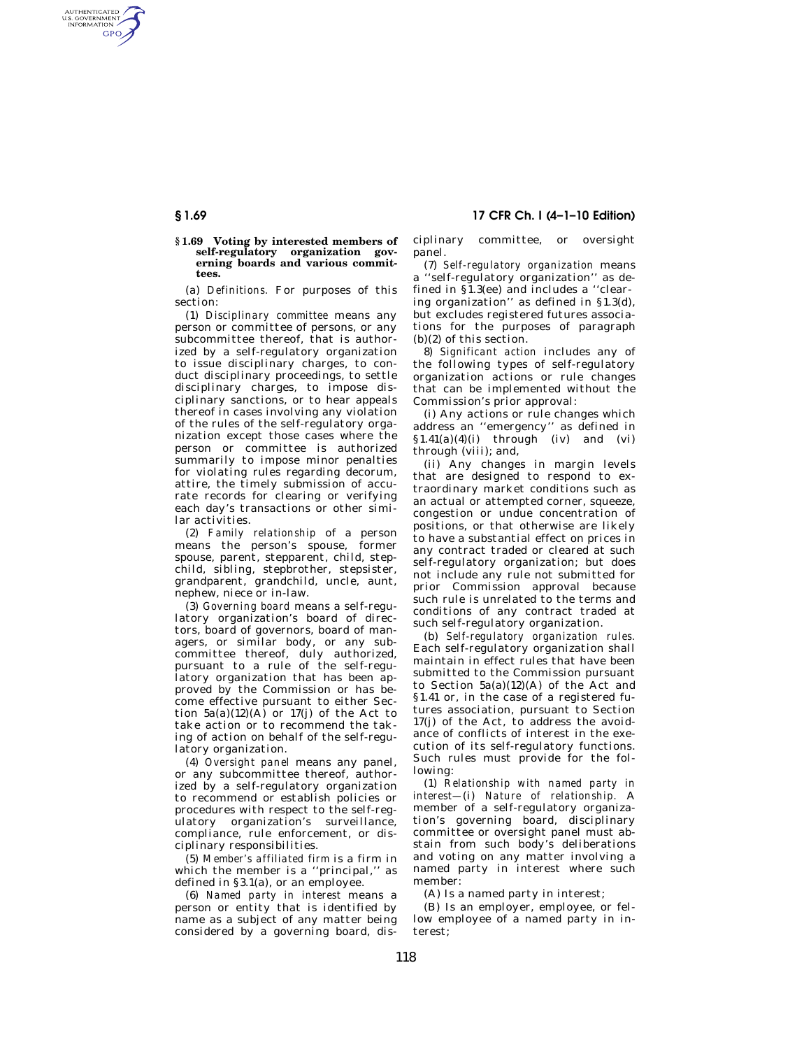### § 1.69 Voting by interested members of self-regulatory organization governing boards and various committees.

(a) *Definitions.* For purposes of this section:

(1) *Disciplinary committee* means any person or committee of persons, or any subcommittee thereof, that is authorized by a self-regulatory organization to issue disciplinary charges, to conduct disciplinary proceedings, to settle disciplinary charges, to impose disciplinary sanctions, or to hear appeals thereof in cases involving any violation of the rules of the self-regulatory organization except those cases where the person or committee is authorized summarily to impose minor penalties for violating rules regarding decorum, attire, the timely submission of accurate records for clearing or verifying each day's transactions or other similar activities.

(2) *Family relationship* of a person means the person's spouse, former spouse, parent, stepparent, child, stepchild, sibling, stepbrother, stepsister, grandparent, grandchild, uncle, aunt, nephew, niece or in-law.

(3) *Governing board* means a self-regulatory organization's board of directors, board of governors, board of managers, or similar body, or any subcommittee thereof, duly authorized, pursuant to a rule of the self-regulatory organization that has been approved by the Commission or has become effective pursuant to either Section 5a(a)(12)(A) or 17(j) of the Act to take action or to recommend the taking of action on behalf of the self-regulatory organization.

(4) *Oversight panel* means any panel, or any subcommittee thereof, authorized by a self-regulatory organization to recommend or establish policies or procedures with respect to the self-regulatory organization's surveillance, compliance, rule enforcement, or disciplinary responsibilities.

(5) *Member's affiliated firm* is a firm in which the member is a "principal," as defined in § 3.1(a), or an employee.

(6) *Named party in interest* means a person or entity that is identified by name as a subject of any matter being considered by a governing board, disciplinary committee, or oversight panel.

(7) *Self-regulatory organization* means a "self-regulatory organization" as defined in § 1.3(ee) and includes a "clearing organization" as defined in § 1.3(d), but excludes registered futures associations for the purposes of paragraph (b)(2) of this section.

8) *Significant action* includes any of the following types of self-regulatory organization actions or rule changes that can be implemented without the Commission's prior approval:

(i) Any actions or rule changes which address an "emergency" as defined in § 1.41(a)(4)(i) through (iv) and (vi) through (viii); and,

(ii) Any changes in margin levels that are designed to respond to extraordinary market conditions such as an actual or attempted corner, squeeze, congestion or undue concentration of positions, or that otherwise are likely to have a substantial effect on prices in any contract traded or cleared at such self-regulatory organization; but does not include any rule not submitted for prior Commission approval because such rule is unrelated to the terms and conditions of any contract traded at such self-regulatory organization.

(b) *Self-regulatory organization rules.* Each self-regulatory organization shall maintain in effect rules that have been submitted to the Commission pursuant to Section 5a(a)(12)(A) of the Act and § 1.41 or, in the case of a registered futures association, pursuant to Section 17(j) of the Act, to address the avoidance of conflicts of interest in the execution of its self-regulatory functions. Such rules must provide for the following:

(1) *Relationship with named party in interest*—(i) *Nature of relationship.* A member of a self-regulatory organization's governing board, disciplinary committee or oversight panel must abstain from such body's deliberations and voting on any matter involving a named party in interest where such member:

(A) Is a named party in interest;

(B) Is an employer, employee, or fellow employee of a named party in interest;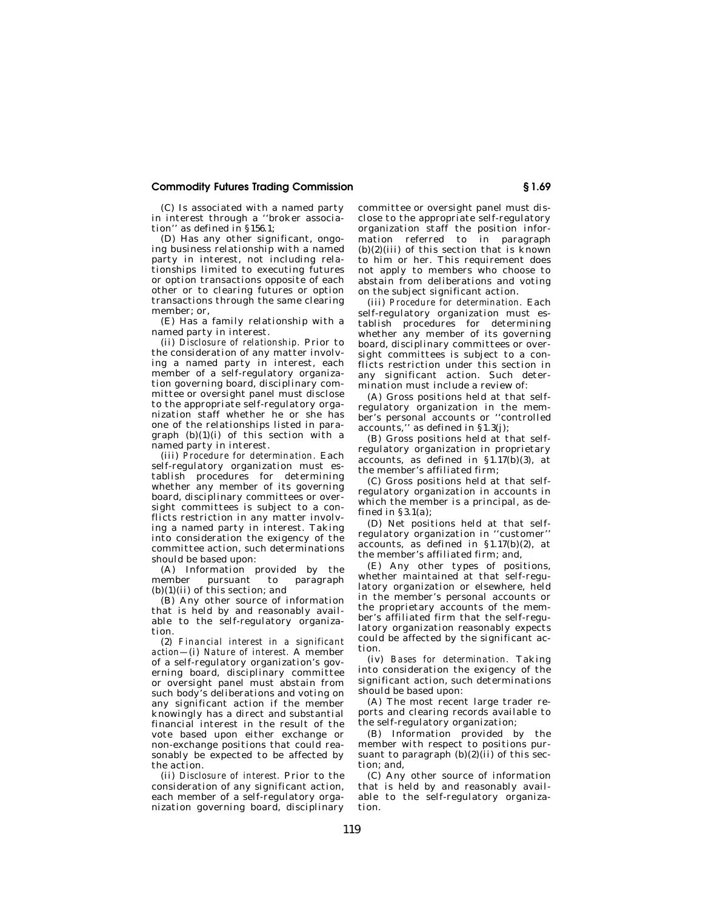(C) Is associated with a named party in interest through a ''broker association'' as defined in §156.1;

(D) Has any other significant, ongoing business relationship with a named party in interest, not including relationships limited to executing futures or option transactions opposite of each other or to clearing futures or option transactions through the same clearing member; or,

(E) Has a family relationship with a named party in interest.

(ii) *Disclosure of relationship.* Prior to the consideration of any matter involving a named party in interest, each member of a self-regulatory organization governing board, disciplinary committee or oversight panel must disclose to the appropriate self-regulatory organization staff whether he or she has one of the relationships listed in paragraph (b)(1)(i) of this section with a named party in interest.

(iii) *Procedure for determination.* Each self-regulatory organization must establish procedures for determining whether any member of its governing board, disciplinary committees or oversight committees is subject to a conflicts restriction in any matter involving a named party in interest. Taking into consideration the exigency of the committee action, such determinations should be based upon:

(A) Information provided by the member pursuant to paragraph (b)(1)(ii) of this section; and

(B) Any other source of information that is held by and reasonably available to the self-regulatory organization.

(2) *Financial interest in a significant action*—(i) *Nature of interest.* A member of a self-regulatory organization's governing board, disciplinary committee or oversight panel must abstain from such body's deliberations and voting on any significant action if the member knowingly has a direct and substantial financial interest in the result of the vote based upon either exchange or non-exchange positions that could reasonably be expected to be affected by the action.

(ii) *Disclosure of interest.* Prior to the consideration of any significant action, each member of a self-regulatory organization governing board, disciplinary committee or oversight panel must disclose to the appropriate self-regulatory organization staff the position information referred to in paragraph (b)(2)(iii) of this section that is known to him or her. This requirement does not apply to members who choose to abstain from deliberations and voting on the subject significant action.

(iii) *Procedure for determination.* Each self-regulatory organization must establish procedures for determining whether any member of its governing board, disciplinary committees or oversight committees is subject to a conflicts restriction under this section in any significant action. Such determination must include a review of:

(A) Gross positions held at that self-regulatory organization in the member's personal accounts or ''controlled accounts,'' as defined in §1.3(j);

(B) Gross positions held at that self-regulatory organization in proprietary accounts, as defined in §1.17(b)(3), at the member's affiliated firm;

(C) Gross positions held at that self-regulatory organization in accounts in which the member is a principal, as defined in §3.1(a);

(D) Net positions held at that self-regulatory organization in ''customer'' accounts, as defined in §1.17(b)(2), at the member's affiliated firm; and,

(E) Any other types of positions, whether maintained at that self-regulatory organization or elsewhere, held in the member's personal accounts or the proprietary accounts of the member's affiliated firm that the self-regulatory organization reasonably expects could be affected by the significant action.

(iv) *Bases for determination.* Taking into consideration the exigency of the significant action, such determinations should be based upon:

(A) The most recent large trader reports and clearing records available to the self-regulatory organization;

(B) Information provided by the member with respect to positions pursuant to paragraph (b)(2)(ii) of this section; and,

(C) Any other source of information that is held by and reasonably available to the self-regulatory organization.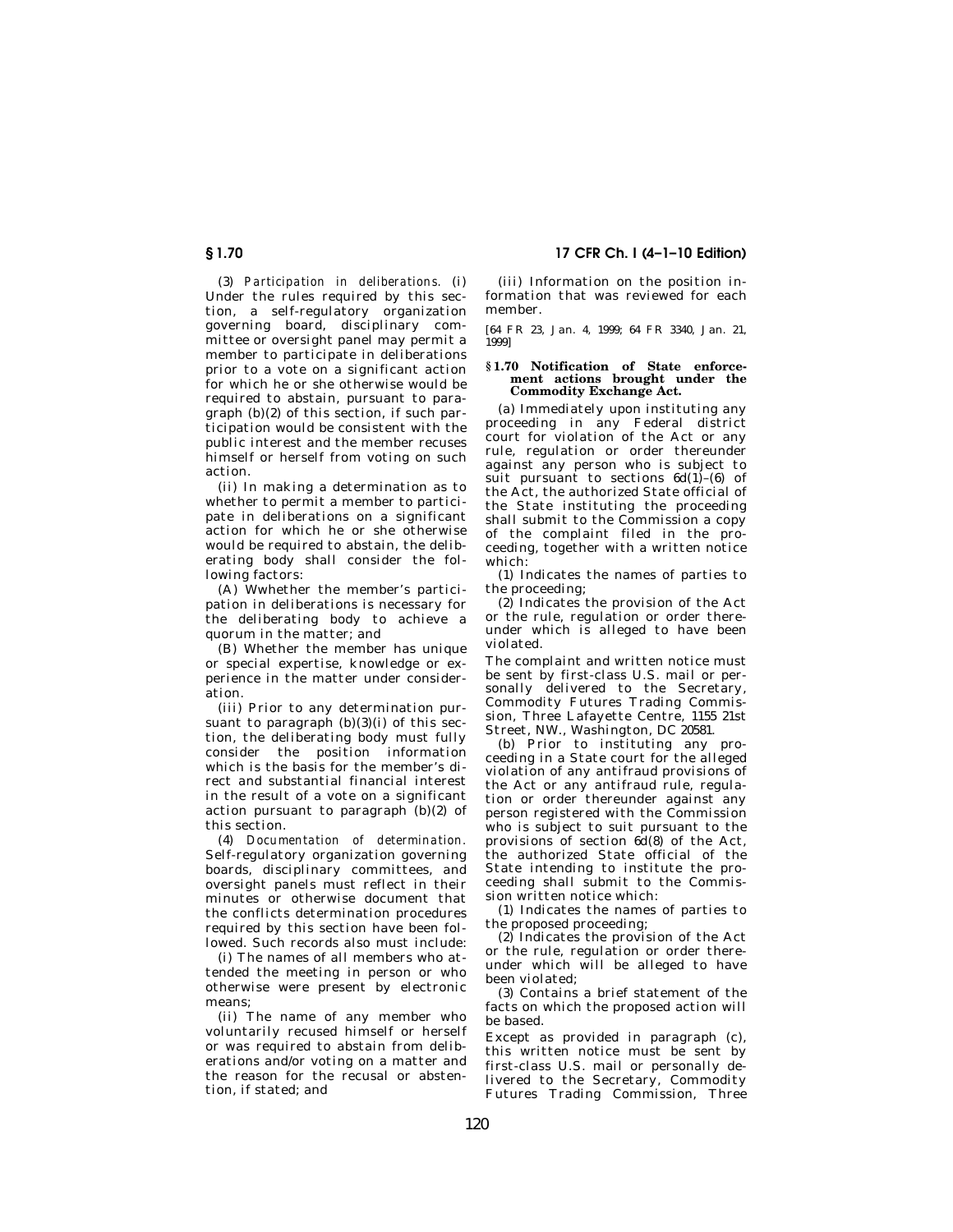(3) *Participation in deliberations.* (i) Under the rules required by this section, a self-regulatory organization governing board, disciplinary committee or oversight panel may permit a member to participate in deliberations prior to a vote on a significant action for which he or she otherwise would be required to abstain, pursuant to paragraph (b)(2) of this section, if such participation would be consistent with the public interest and the member recuses himself or herself from voting on such action.

(ii) In making a determination as to whether to permit a member to participate in deliberations on a significant action for which he or she otherwise would be required to abstain, the deliberating body shall consider the following factors:

(A) Wwhether the member's participation in deliberations is necessary for the deliberating body to achieve a quorum in the matter; and

(B) Whether the member has unique or special expertise, knowledge or experience in the matter under consideration.

(iii) Prior to any determination pursuant to paragraph (b)(3)(i) of this section, the deliberating body must fully consider the position information which is the basis for the member's direct and substantial financial interest in the result of a vote on a significant action pursuant to paragraph (b)(2) of this section.

(4) *Documentation of determination.* Self-regulatory organization governing boards, disciplinary committees, and oversight panels must reflect in their minutes or otherwise document that the conflicts determination procedures required by this section have been followed. Such records also must include:

(i) The names of all members who attended the meeting in person or who otherwise were present by electronic means;

(ii) The name of any member who voluntarily recused himself or herself or was required to abstain from deliberations and/or voting on a matter and the reason for the recusal or abstention, if stated; and

(iii) Information on the position information that was reviewed for each member.

[64 FR 23, Jan. 4, 1999; 64 FR 3340, Jan. 21, 1999]

## § 1.70 Notification of State enforcement actions brought under the Commodity Exchange Act.

(a) Immediately upon instituting any proceeding in any Federal district court for violation of the Act or any rule, regulation or order thereunder against any person who is subject to suit pursuant to sections 6d(1)–(6) of the Act, the authorized State official of the State instituting the proceeding shall submit to the Commission a copy of the complaint filed in the proceeding, together with a written notice which:

(1) Indicates the names of parties to the proceeding;

(2) Indicates the provision of the Act or the rule, regulation or order thereunder which is alleged to have been violated.

The complaint and written notice must be sent by first-class U.S. mail or personally delivered to the Secretary, Commodity Futures Trading Commission, Three Lafayette Centre, 1155 21st Street, NW., Washington, DC 20581.

(b) Prior to instituting any proceeding in a State court for the alleged violation of any antifraud provisions of the Act or any antifraud rule, regulation or order thereunder against any person registered with the Commission who is subject to suit pursuant to the provisions of section 6d(8) of the Act, the authorized State official of the State intending to institute the proceeding shall submit to the Commission written notice which:

(1) Indicates the names of parties to the proposed proceeding;

(2) Indicates the provision of the Act or the rule, regulation or order thereunder which will be alleged to have been violated;

(3) Contains a brief statement of the facts on which the proposed action will be based.

Except as provided in paragraph (c), this written notice must be sent by first-class U.S. mail or personally delivered to the Secretary, Commodity Futures Trading Commission, Three